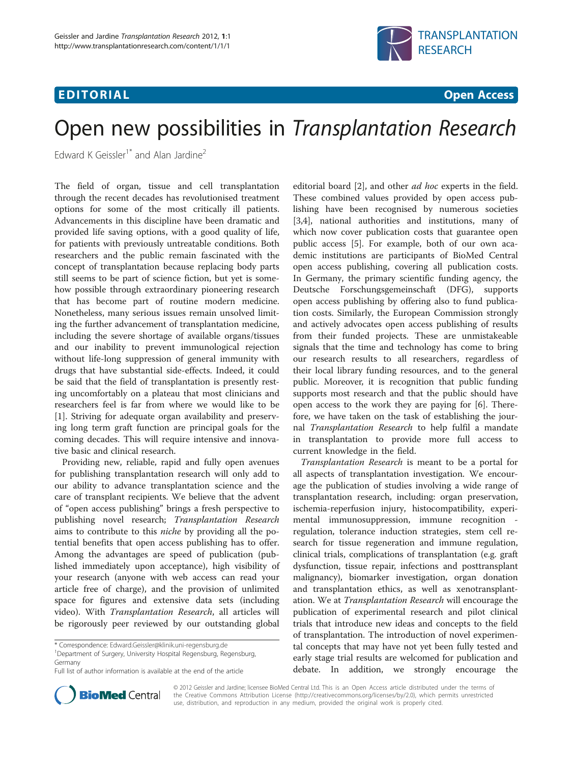**EDITORIAL** **Open Access**

# Open new possibilities in *Transplantation Research*

Edward K Geissler[1*] and Alan Jardine[2]

The field of organ, tissue and cell transplantation through the recent decades has revolutionised treatment options for some of the most critically ill patients. Advancements in this discipline have been dramatic and provided life saving options, with a good quality of life, for patients with previously untreatable conditions. Both researchers and the public remain fascinated with the concept of transplantation because replacing body parts still seems to be part of science fiction, but yet is somehow possible through extraordinary pioneering research that has become part of routine modern medicine. Nonetheless, many serious issues remain unsolved limiting the further advancement of transplantation medicine, including the severe shortage of available organs/tissues and our inability to prevent immunological rejection without life-long suppression of general immunity with drugs that have substantial side-effects. Indeed, it could be said that the field of transplantation is presently resting uncomfortably on a plateau that most clinicians and researchers feel is far from where we would like to be [1]. Striving for adequate organ availability and preserving long term graft function are principal goals for the coming decades. This will require intensive and innovative basic and clinical research.

Providing new, reliable, rapid and fully open avenues for publishing transplantation research will only add to our ability to advance transplantation science and the care of transplant recipients. We believe that the advent of "open access publishing" brings a fresh perspective to publishing novel research; *Transplantation Research* aims to contribute to this *niche* by providing all the potential benefits that open access publishing has to offer. Among the advantages are speed of publication (published immediately upon acceptance), high visibility of your research (anyone with web access can read your article free of charge), and the provision of unlimited space for figures and extensive data sets (including video). With *Transplantation Research*, all articles will be rigorously peer reviewed by our outstanding global editorial board [2], and other *ad hoc* experts in the field. These combined values provided by open access publishing have been recognised by numerous societies [3,4], national authorities and institutions, many of which now cover publication costs that guarantee open public access [5]. For example, both of our own academic institutions are participants of BioMed Central open access publishing, covering all publication costs. In Germany, the primary scientific funding agency, the Deutsche Forschungsgemeinschaft (DFG), supports open access publishing by offering also to fund publication costs. Similarly, the European Commission strongly and actively advocates open access publishing of results from their funded projects. These are unmistakeable signals that the time and technology has come to bring our research results to all researchers, regardless of their local library funding resources, and to the general public. Moreover, it is recognition that public funding supports most research and that the public should have open access to the work they are paying for [6]. Therefore, we have taken on the task of establishing the journal *Transplantation Research* to help fulfil a mandate in transplantation to provide more full access to current knowledge in the field.

*Transplantation Research* is meant to be a portal for all aspects of transplantation investigation. We encourage the publication of studies involving a wide range of transplantation research, including: organ preservation, ischemia-reperfusion injury, histocompatibility, experimental immunosuppression, immune recognition - regulation, tolerance induction strategies, stem cell research for tissue regeneration and immune regulation, clinical trials, complications of transplantation (e.g. graft dysfunction, tissue repair, infections and posttransplant malignancy), biomarker investigation, organ donation and transplantation ethics, as well as xenotransplantation. We at *Transplantation Research* will encourage the publication of experimental research and pilot clinical trials that introduce new ideas and concepts to the field of transplantation. The introduction of novel experimental concepts that may have not yet been fully tested and early stage trial results are welcomed for publication and debate. In addition, we strongly encourage the

\* Correspondence: Edward.Geissler@klinik.uni-regensburg.de
[1]Department of Surgery, University Hospital Regensburg, Regensburg, Germany
Full list of author information is available at the end of the article

© 2012 Geissler and Jardine; licensee BioMed Central Ltd. This is an Open Access article distributed under the terms of the Creative Commons Attribution License (http://creativecommons.org/licenses/by/2.0), which permits unrestricted use, distribution, and reproduction in any medium, provided the original work is properly cited.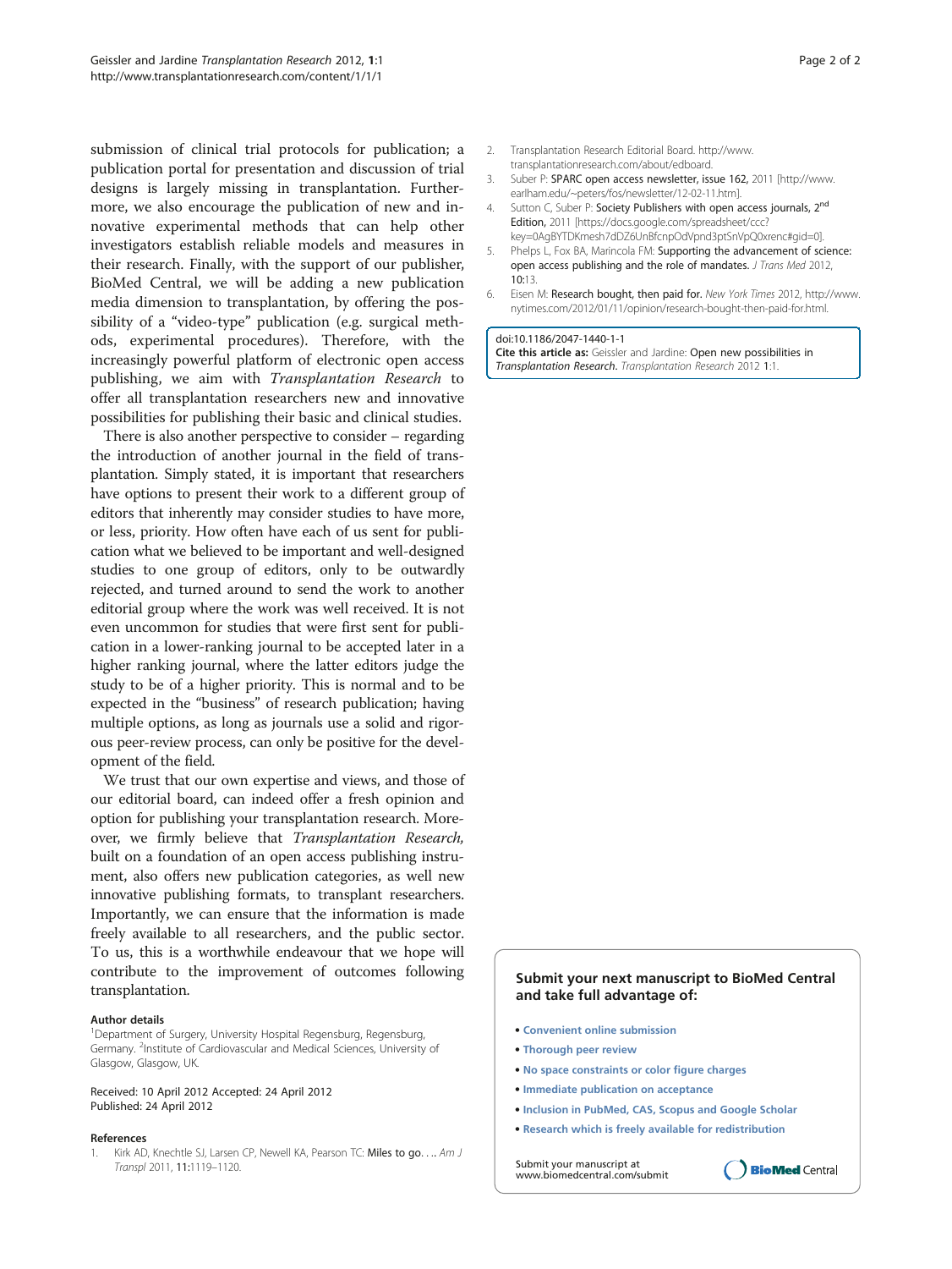submission of clinical trial protocols for publication; a publication portal for presentation and discussion of trial designs is largely missing in transplantation. Furthermore, we also encourage the publication of new and innovative experimental methods that can help other investigators establish reliable models and measures in their research. Finally, with the support of our publisher, BioMed Central, we will be adding a new publication media dimension to transplantation, by offering the possibility of a "video-type" publication (e.g. surgical methods, experimental procedures). Therefore, with the increasingly powerful platform of electronic open access publishing, we aim with *Transplantation Research* to offer all transplantation researchers new and innovative possibilities for publishing their basic and clinical studies.

There is also another perspective to consider – regarding the introduction of another journal in the field of transplantation. Simply stated, it is important that researchers have options to present their work to a different group of editors that inherently may consider studies to have more, or less, priority. How often have each of us sent for publication what we believed to be important and well-designed studies to one group of editors, only to be outwardly rejected, and turned around to send the work to another editorial group where the work was well received. It is not even uncommon for studies that were first sent for publication in a lower-ranking journal to be accepted later in a higher ranking journal, where the latter editors judge the study to be of a higher priority. This is normal and to be expected in the "business" of research publication; having multiple options, as long as journals use a solid and rigorous peer-review process, can only be positive for the development of the field.

We trust that our own expertise and views, and those of our editorial board, can indeed offer a fresh opinion and option for publishing your transplantation research. Moreover, we firmly believe that *Transplantation Research,* built on a foundation of an open access publishing instrument, also offers new publication categories, as well new innovative publishing formats, to transplant researchers. Importantly, we can ensure that the information is made freely available to all researchers, and the public sector. To us, this is a worthwhile endeavour that we hope will contribute to the improvement of outcomes following transplantation.

#### Author details

[1]Department of Surgery, University Hospital Regensburg, Regensburg, Germany. [2]Institute of Cardiovascular and Medical Sciences, University of Glasgow, Glasgow, UK.

Received: 10 April 2012 Accepted: 24 April 2012
Published: 24 April 2012

#### References

1. Kirk AD, Knechtle SJ, Larsen CP, Newell KA, Pearson TC: **Miles to go. . ..** *Am J Transpl* 2011, **11**:1119–1120.
2. Transplantation Research Editorial Board. http://www.transplantationresearch.com/about/edboard.
3. Suber P: **SPARC open access newsletter, issue 162,** 2011 [http://www.earlham.edu/~peters/fos/newsletter/12-02-11.htm].
4. Sutton C, Suber P: **Society Publishers with open access journals, 2nd Edition,** 2011 [https://docs.google.com/spreadsheet/ccc?key=0AgBYTDKmesh7dDZ6UnBfcnpOdVpnd3ptSnVpQ0xrenc#gid=0].
5. Phelps L, Fox BA, Marincola FM: **Supporting the advancement of science: open access publishing and the role of mandates.** *J Trans Med* 2012, **10**:13.
6. Eisen M: **Research bought, then paid for.** *New York Times* 2012, http://www.nytimes.com/2012/01/11/opinion/research-bought-then-paid-for.html.

doi:10.1186/2047-1440-1-1
**Cite this article as:** Geissler and Jardine: **Open new possibilities in *Transplantation Research*.** *Transplantation Research* 2012 **1**:1.

**Submit your next manuscript to BioMed Central and take full advantage of:**

- **Convenient online submission**
- **Thorough peer review**
- **No space constraints or color figure charges**
- **Immediate publication on acceptance**
- **Inclusion in PubMed, CAS, Scopus and Google Scholar**
- **Research which is freely available for redistribution**

Submit your manuscript at
www.biomedcentral.com/submit

BioMed Central